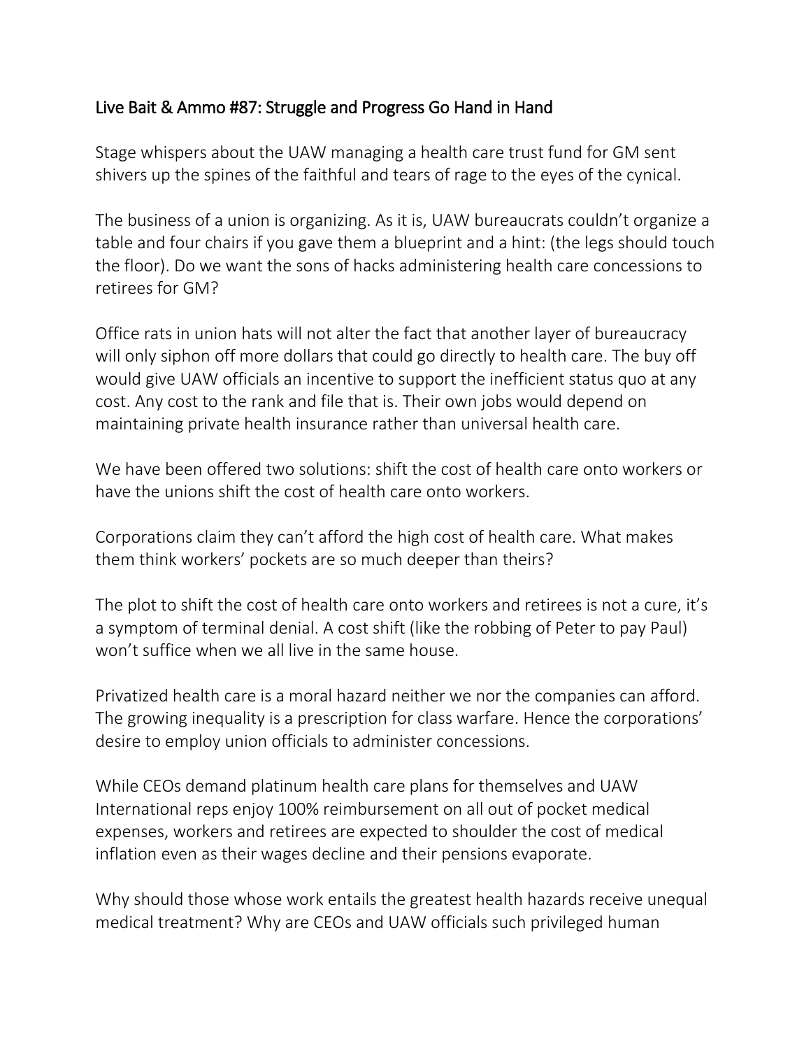# Live Bait & Ammo #87: Struggle and Progress Go Hand in Hand

Stage whispers about the UAW managing a health care trust fund for GM sent shivers up the spines of the faithful and tears of rage to the eyes of the cynical.

The business of a union is organizing. As it is, UAW bureaucrats couldn't organize a table and four chairs if you gave them a blueprint and a hint: (the legs should touch the floor). Do we want the sons of hacks administering health care concessions to retirees for GM?

Office rats in union hats will not alter the fact that another layer of bureaucracy will only siphon off more dollars that could go directly to health care. The buy off would give UAW officials an incentive to support the inefficient status quo at any cost. Any cost to the rank and file that is. Their own jobs would depend on maintaining private health insurance rather than universal health care.

We have been offered two solutions: shift the cost of health care onto workers or have the unions shift the cost of health care onto workers.

Corporations claim they can't afford the high cost of health care. What makes them think workers' pockets are so much deeper than theirs?

The plot to shift the cost of health care onto workers and retirees is not a cure, it's a symptom of terminal denial. A cost shift (like the robbing of Peter to pay Paul) won't suffice when we all live in the same house.

Privatized health care is a moral hazard neither we nor the companies can afford. The growing inequality is a prescription for class warfare. Hence the corporations' desire to employ union officials to administer concessions.

While CEOs demand platinum health care plans for themselves and UAW International reps enjoy 100% reimbursement on all out of pocket medical expenses, workers and retirees are expected to shoulder the cost of medical inflation even as their wages decline and their pensions evaporate.

Why should those whose work entails the greatest health hazards receive unequal medical treatment? Why are CEOs and UAW officials such privileged human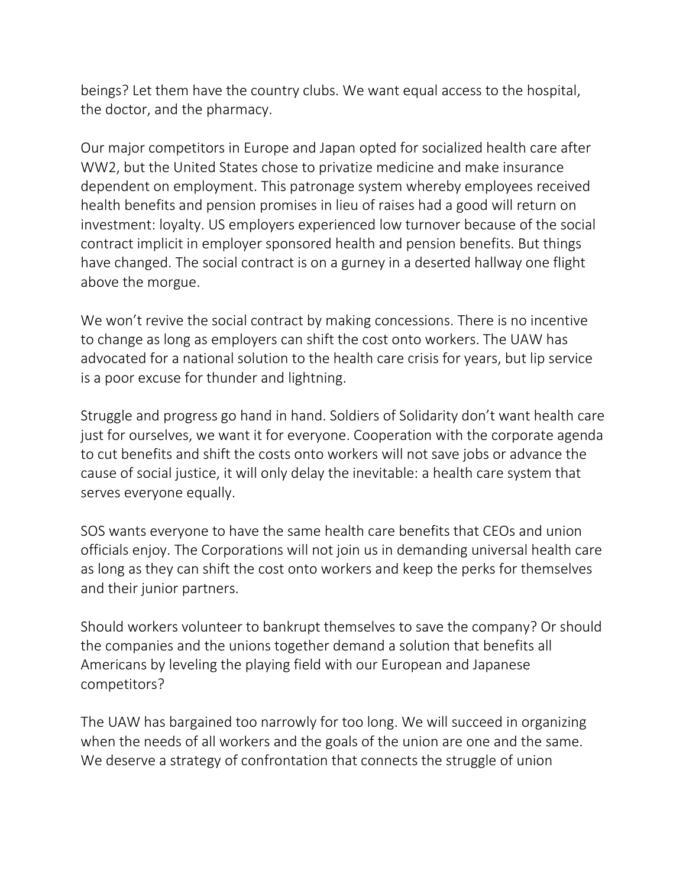beings? Let them have the country clubs. We want equal access to the hospital, the doctor, and the pharmacy.

Our major competitors in Europe and Japan opted for socialized health care after WW2, but the United States chose to privatize medicine and make insurance dependent on employment. This patronage system whereby employees received health benefits and pension promises in lieu of raises had a good will return on investment: loyalty. US employers experienced low turnover because of the social contract implicit in employer sponsored health and pension benefits. But things have changed. The social contract is on a gurney in a deserted hallway one flight above the morgue.

We won't revive the social contract by making concessions. There is no incentive to change as long as employers can shift the cost onto workers. The UAW has advocated for a national solution to the health care crisis for years, but lip service is a poor excuse for thunder and lightning.

Struggle and progress go hand in hand. Soldiers of Solidarity don't want health care just for ourselves, we want it for everyone. Cooperation with the corporate agenda to cut benefits and shift the costs onto workers will not save jobs or advance the cause of social justice, it will only delay the inevitable: a health care system that serves everyone equally.

SOS wants everyone to have the same health care benefits that CEOs and union officials enjoy. The Corporations will not join us in demanding universal health care as long as they can shift the cost onto workers and keep the perks for themselves and their junior partners.

Should workers volunteer to bankrupt themselves to save the company? Or should the companies and the unions together demand a solution that benefits all Americans by leveling the playing field with our European and Japanese competitors?

The UAW has bargained too narrowly for too long. We will succeed in organizing when the needs of all workers and the goals of the union are one and the same. We deserve a strategy of confrontation that connects the struggle of union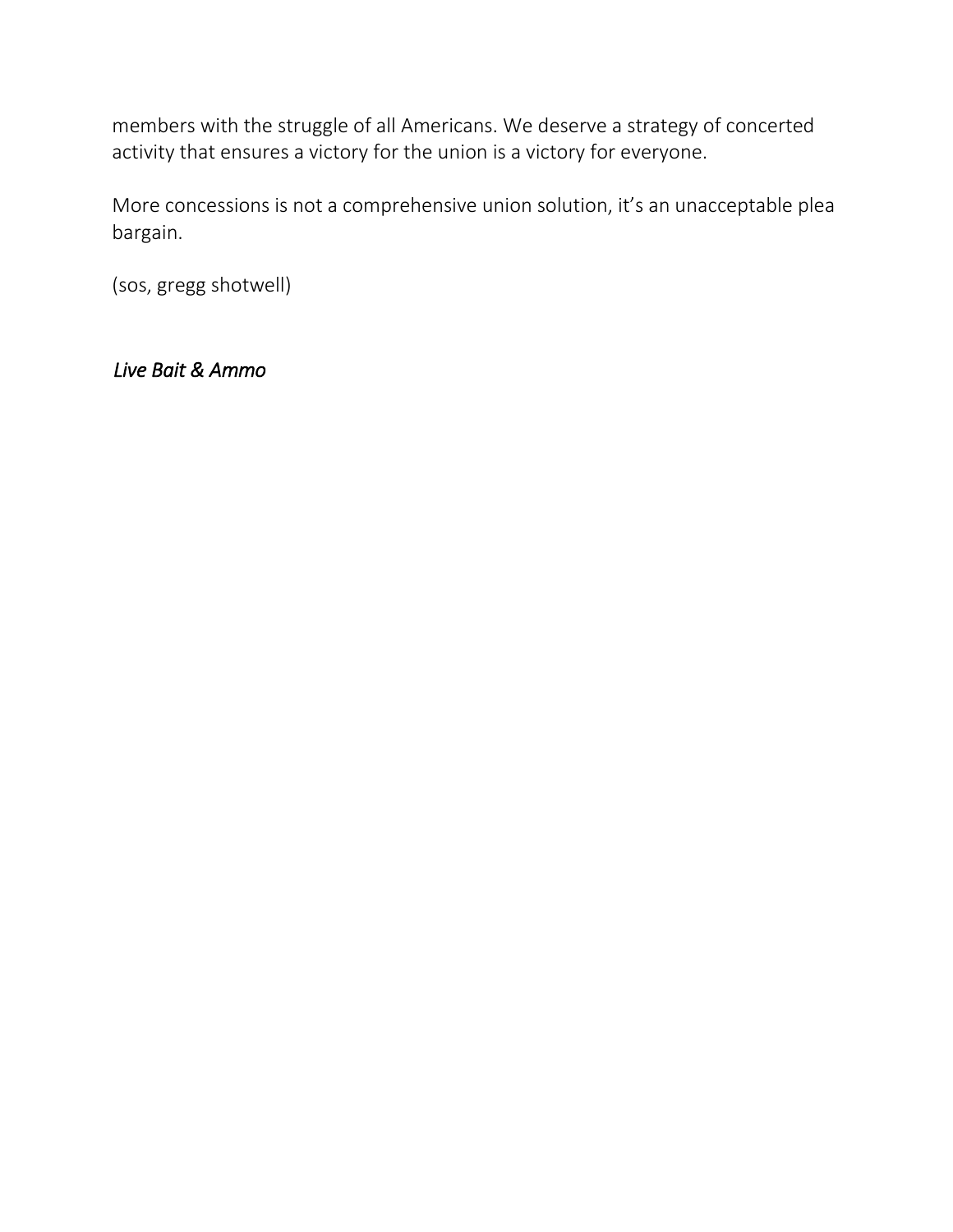members with the struggle of all Americans. We deserve a strategy of concerted activity that ensures a victory for the union is a victory for everyone.

More concessions is not a comprehensive union solution, it's an unacceptable plea bargain.

(sos, gregg shotwell)

*Live Bait & Ammo*